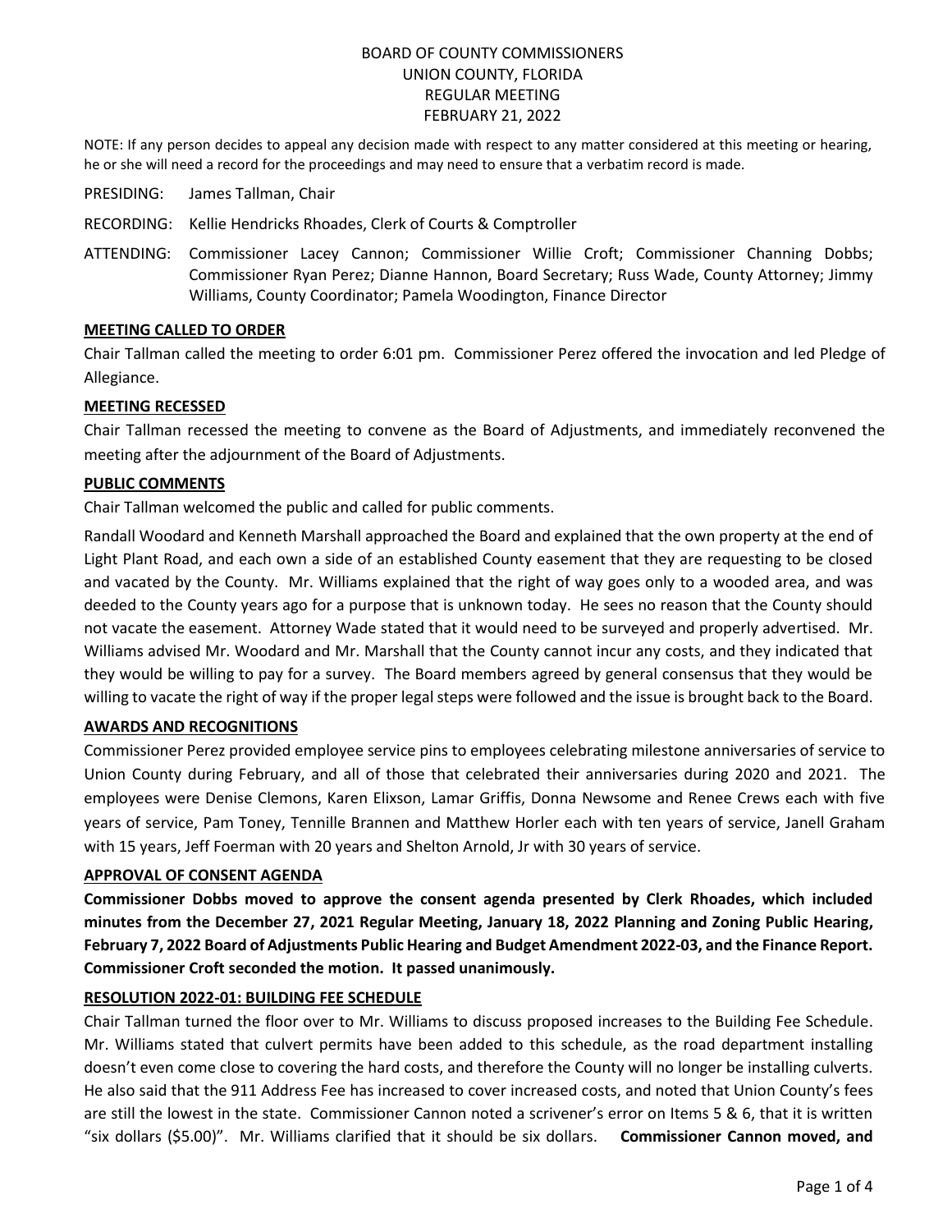BOARD OF COUNTY COMMISSIONERS
UNION COUNTY, FLORIDA
REGULAR MEETING
FEBRUARY 21, 2022

NOTE: If any person decides to appeal any decision made with respect to any matter considered at this meeting or hearing, he or she will need a record for the proceedings and may need to ensure that a verbatim record is made.

PRESIDING: James Tallman, Chair

RECORDING: Kellie Hendricks Rhoades, Clerk of Courts & Comptroller

ATTENDING: Commissioner Lacey Cannon; Commissioner Willie Croft; Commissioner Channing Dobbs; Commissioner Ryan Perez; Dianne Hannon, Board Secretary; Russ Wade, County Attorney; Jimmy Williams, County Coordinator; Pamela Woodington, Finance Director

**MEETING CALLED TO ORDER**

Chair Tallman called the meeting to order 6:01 pm. Commissioner Perez offered the invocation and led Pledge of Allegiance.

**MEETING RECESSED**

Chair Tallman recessed the meeting to convene as the Board of Adjustments, and immediately reconvened the meeting after the adjournment of the Board of Adjustments.

**PUBLIC COMMENTS**

Chair Tallman welcomed the public and called for public comments.

Randall Woodard and Kenneth Marshall approached the Board and explained that the own property at the end of Light Plant Road, and each own a side of an established County easement that they are requesting to be closed and vacated by the County. Mr. Williams explained that the right of way goes only to a wooded area, and was deeded to the County years ago for a purpose that is unknown today. He sees no reason that the County should not vacate the easement. Attorney Wade stated that it would need to be surveyed and properly advertised. Mr. Williams advised Mr. Woodard and Mr. Marshall that the County cannot incur any costs, and they indicated that they would be willing to pay for a survey. The Board members agreed by general consensus that they would be willing to vacate the right of way if the proper legal steps were followed and the issue is brought back to the Board.

**AWARDS AND RECOGNITIONS**

Commissioner Perez provided employee service pins to employees celebrating milestone anniversaries of service to Union County during February, and all of those that celebrated their anniversaries during 2020 and 2021. The employees were Denise Clemons, Karen Elixson, Lamar Griffis, Donna Newsome and Renee Crews each with five years of service, Pam Toney, Tennille Brannen and Matthew Horler each with ten years of service, Janell Graham with 15 years, Jeff Foerman with 20 years and Shelton Arnold, Jr with 30 years of service.

**APPROVAL OF CONSENT AGENDA**

**Commissioner Dobbs moved to approve the consent agenda presented by Clerk Rhoades, which included minutes from the December 27, 2021 Regular Meeting, January 18, 2022 Planning and Zoning Public Hearing, February 7, 2022 Board of Adjustments Public Hearing and Budget Amendment 2022-03, and the Finance Report. Commissioner Croft seconded the motion. It passed unanimously.**

**RESOLUTION 2022-01: BUILDING FEE SCHEDULE**

Chair Tallman turned the floor over to Mr. Williams to discuss proposed increases to the Building Fee Schedule. Mr. Williams stated that culvert permits have been added to this schedule, as the road department installing doesn't even come close to covering the hard costs, and therefore the County will no longer be installing culverts. He also said that the 911 Address Fee has increased to cover increased costs, and noted that Union County's fees are still the lowest in the state. Commissioner Cannon noted a scrivener's error on Items 5 & 6, that it is written "six dollars ($5.00)". Mr. Williams clarified that it should be six dollars. **Commissioner Cannon moved, and**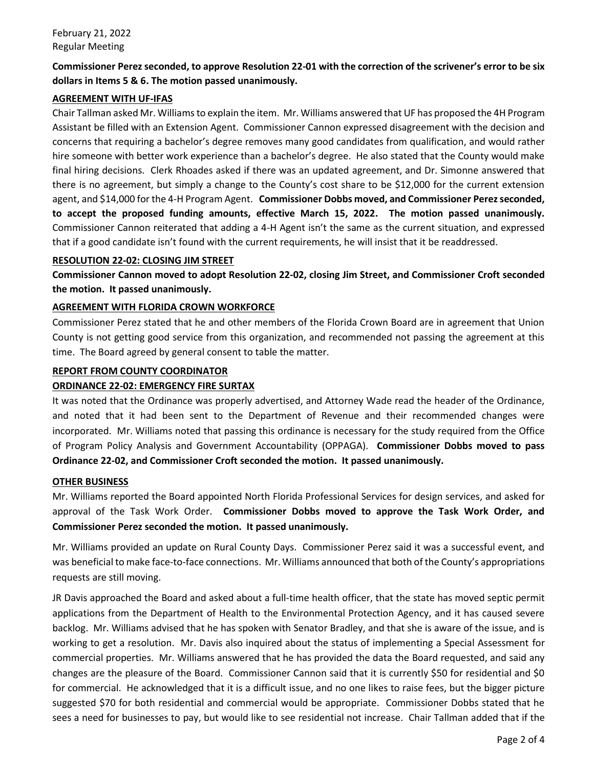**Commissioner Perez seconded, to approve Resolution 22-01 with the correction of the scrivener's error to be six dollars in Items 5 & 6. The motion passed unanimously.**

**AGREEMENT WITH UF-IFAS**

Chair Tallman asked Mr. Williams to explain the item. Mr. Williams answered that UF has proposed the 4H Program Assistant be filled with an Extension Agent. Commissioner Cannon expressed disagreement with the decision and concerns that requiring a bachelor's degree removes many good candidates from qualification, and would rather hire someone with better work experience than a bachelor's degree. He also stated that the County would make final hiring decisions. Clerk Rhoades asked if there was an updated agreement, and Dr. Simonne answered that there is no agreement, but simply a change to the County's cost share to be $12,000 for the current extension agent, and $14,000 for the 4-H Program Agent. **Commissioner Dobbs moved, and Commissioner Perez seconded, to accept the proposed funding amounts, effective March 15, 2022. The motion passed unanimously.** Commissioner Cannon reiterated that adding a 4-H Agent isn't the same as the current situation, and expressed that if a good candidate isn't found with the current requirements, he will insist that it be readdressed.

**RESOLUTION 22-02: CLOSING JIM STREET**

**Commissioner Cannon moved to adopt Resolution 22-02, closing Jim Street, and Commissioner Croft seconded the motion. It passed unanimously.**

**AGREEMENT WITH FLORIDA CROWN WORKFORCE**

Commissioner Perez stated that he and other members of the Florida Crown Board are in agreement that Union County is not getting good service from this organization, and recommended not passing the agreement at this time. The Board agreed by general consent to table the matter.

**REPORT FROM COUNTY COORDINATOR**

**ORDINANCE 22-02: EMERGENCY FIRE SURTAX**

It was noted that the Ordinance was properly advertised, and Attorney Wade read the header of the Ordinance, and noted that it had been sent to the Department of Revenue and their recommended changes were incorporated. Mr. Williams noted that passing this ordinance is necessary for the study required from the Office of Program Policy Analysis and Government Accountability (OPPAGA). **Commissioner Dobbs moved to pass Ordinance 22-02, and Commissioner Croft seconded the motion. It passed unanimously.**

**OTHER BUSINESS**

Mr. Williams reported the Board appointed North Florida Professional Services for design services, and asked for approval of the Task Work Order. **Commissioner Dobbs moved to approve the Task Work Order, and Commissioner Perez seconded the motion. It passed unanimously.**

Mr. Williams provided an update on Rural County Days. Commissioner Perez said it was a successful event, and was beneficial to make face-to-face connections. Mr. Williams announced that both of the County's appropriations requests are still moving.

JR Davis approached the Board and asked about a full-time health officer, that the state has moved septic permit applications from the Department of Health to the Environmental Protection Agency, and it has caused severe backlog. Mr. Williams advised that he has spoken with Senator Bradley, and that she is aware of the issue, and is working to get a resolution. Mr. Davis also inquired about the status of implementing a Special Assessment for commercial properties. Mr. Williams answered that he has provided the data the Board requested, and said any changes are the pleasure of the Board. Commissioner Cannon said that it is currently $50 for residential and $0 for commercial. He acknowledged that it is a difficult issue, and no one likes to raise fees, but the bigger picture suggested $70 for both residential and commercial would be appropriate. Commissioner Dobbs stated that he sees a need for businesses to pay, but would like to see residential not increase. Chair Tallman added that if the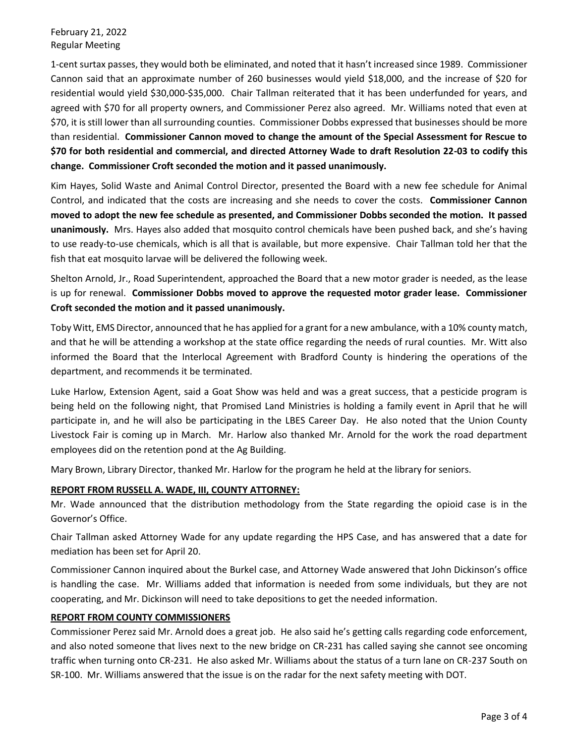1-cent surtax passes, they would both be eliminated, and noted that it hasn't increased since 1989. Commissioner Cannon said that an approximate number of 260 businesses would yield $18,000, and the increase of $20 for residential would yield $30,000-$35,000. Chair Tallman reiterated that it has been underfunded for years, and agreed with $70 for all property owners, and Commissioner Perez also agreed. Mr. Williams noted that even at $70, it is still lower than all surrounding counties. Commissioner Dobbs expressed that businesses should be more than residential. **Commissioner Cannon moved to change the amount of the Special Assessment for Rescue to $70 for both residential and commercial, and directed Attorney Wade to draft Resolution 22-03 to codify this change. Commissioner Croft seconded the motion and it passed unanimously.**

Kim Hayes, Solid Waste and Animal Control Director, presented the Board with a new fee schedule for Animal Control, and indicated that the costs are increasing and she needs to cover the costs. **Commissioner Cannon moved to adopt the new fee schedule as presented, and Commissioner Dobbs seconded the motion. It passed unanimously.** Mrs. Hayes also added that mosquito control chemicals have been pushed back, and she's having to use ready-to-use chemicals, which is all that is available, but more expensive. Chair Tallman told her that the fish that eat mosquito larvae will be delivered the following week.

Shelton Arnold, Jr., Road Superintendent, approached the Board that a new motor grader is needed, as the lease is up for renewal. **Commissioner Dobbs moved to approve the requested motor grader lease. Commissioner Croft seconded the motion and it passed unanimously.**

Toby Witt, EMS Director, announced that he has applied for a grant for a new ambulance, with a 10% county match, and that he will be attending a workshop at the state office regarding the needs of rural counties. Mr. Witt also informed the Board that the Interlocal Agreement with Bradford County is hindering the operations of the department, and recommends it be terminated.

Luke Harlow, Extension Agent, said a Goat Show was held and was a great success, that a pesticide program is being held on the following night, that Promised Land Ministries is holding a family event in April that he will participate in, and he will also be participating in the LBES Career Day. He also noted that the Union County Livestock Fair is coming up in March. Mr. Harlow also thanked Mr. Arnold for the work the road department employees did on the retention pond at the Ag Building.

Mary Brown, Library Director, thanked Mr. Harlow for the program he held at the library for seniors.

**REPORT FROM RUSSELL A. WADE, III, COUNTY ATTORNEY:**

Mr. Wade announced that the distribution methodology from the State regarding the opioid case is in the Governor's Office.

Chair Tallman asked Attorney Wade for any update regarding the HPS Case, and has answered that a date for mediation has been set for April 20.

Commissioner Cannon inquired about the Burkel case, and Attorney Wade answered that John Dickinson's office is handling the case. Mr. Williams added that information is needed from some individuals, but they are not cooperating, and Mr. Dickinson will need to take depositions to get the needed information.

**REPORT FROM COUNTY COMMISSIONERS**

Commissioner Perez said Mr. Arnold does a great job. He also said he's getting calls regarding code enforcement, and also noted someone that lives next to the new bridge on CR-231 has called saying she cannot see oncoming traffic when turning onto CR-231. He also asked Mr. Williams about the status of a turn lane on CR-237 South on SR-100. Mr. Williams answered that the issue is on the radar for the next safety meeting with DOT.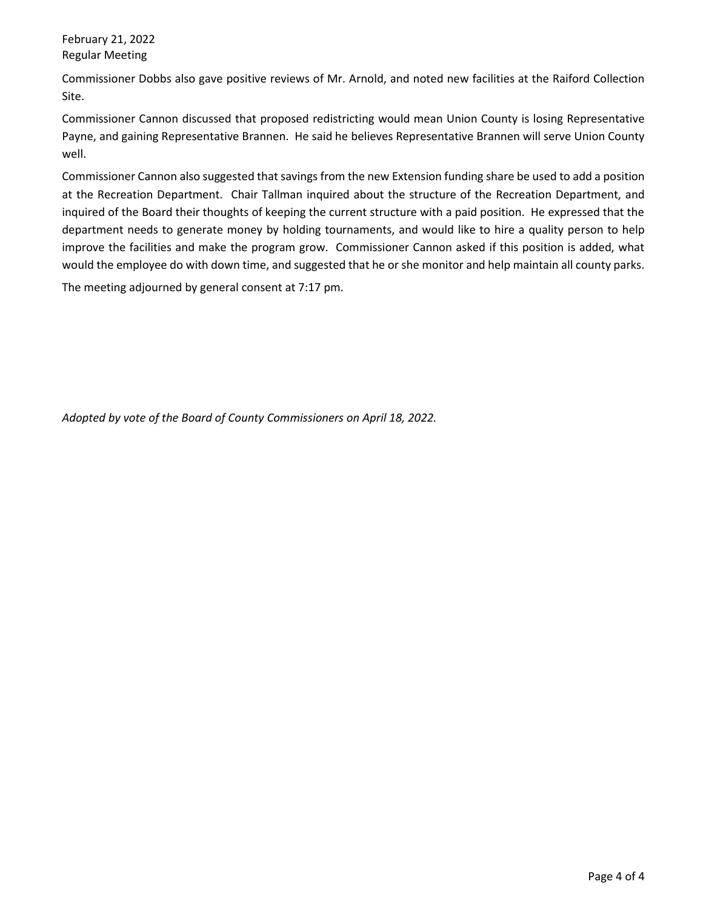Commissioner Dobbs also gave positive reviews of Mr. Arnold, and noted new facilities at the Raiford Collection Site.

Commissioner Cannon discussed that proposed redistricting would mean Union County is losing Representative Payne, and gaining Representative Brannen. He said he believes Representative Brannen will serve Union County well.

Commissioner Cannon also suggested that savings from the new Extension funding share be used to add a position at the Recreation Department. Chair Tallman inquired about the structure of the Recreation Department, and inquired of the Board their thoughts of keeping the current structure with a paid position. He expressed that the department needs to generate money by holding tournaments, and would like to hire a quality person to help improve the facilities and make the program grow. Commissioner Cannon asked if this position is added, what would the employee do with down time, and suggested that he or she monitor and help maintain all county parks.

The meeting adjourned by general consent at 7:17 pm.

*Adopted by vote of the Board of County Commissioners on April 18, 2022.*